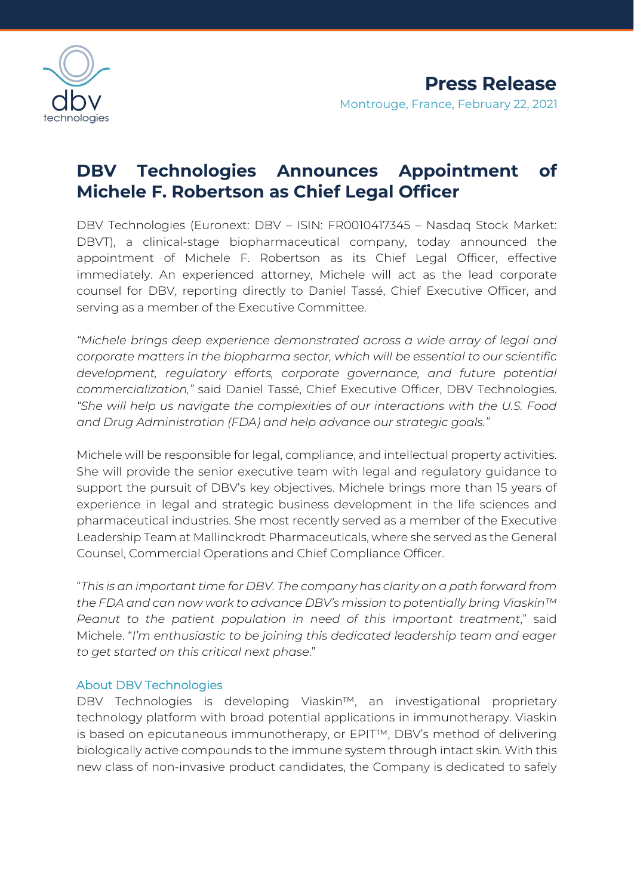**Press Release**

Montrouge, France, February 22, 2021

# DBV Technologies Announces Appointment of Michele F. Robertson as Chief Legal Officer

DBV Technologies (Euronext: DBV – ISIN: FR0010417345 – Nasdaq Stock Market: DBVT), a clinical-stage biopharmaceutical company, today announced the appointment of Michele F. Robertson as its Chief Legal Officer, effective immediately. An experienced attorney, Michele will act as the lead corporate counsel for DBV, reporting directly to Daniel Tassé, Chief Executive Officer, and serving as a member of the Executive Committee.

*"Michele brings deep experience demonstrated across a wide array of legal and corporate matters in the biopharma sector, which will be essential to our scientific development, regulatory efforts, corporate governance, and future potential commercialization,"* said Daniel Tassé, Chief Executive Officer, DBV Technologies. *"She will help us navigate the complexities of our interactions with the U.S. Food and Drug Administration (FDA) and help advance our strategic goals."*

Michele will be responsible for legal, compliance, and intellectual property activities. She will provide the senior executive team with legal and regulatory guidance to support the pursuit of DBV's key objectives. Michele brings more than 15 years of experience in legal and strategic business development in the life sciences and pharmaceutical industries. She most recently served as a member of the Executive Leadership Team at Mallinckrodt Pharmaceuticals, where she served as the General Counsel, Commercial Operations and Chief Compliance Officer.

"*This is an important time for DBV. The company has clarity on a path forward from the FDA and can now work to advance DBV's mission to potentially bring Viaskin™ Peanut to the patient population in need of this important treatment*," said Michele. "*I'm enthusiastic to be joining this dedicated leadership team and eager to get started on this critical next phase*."

## About DBV Technologies

DBV Technologies is developing Viaskin™, an investigational proprietary technology platform with broad potential applications in immunotherapy. Viaskin is based on epicutaneous immunotherapy, or EPIT™, DBV's method of delivering biologically active compounds to the immune system through intact skin. With this new class of non-invasive product candidates, the Company is dedicated to safely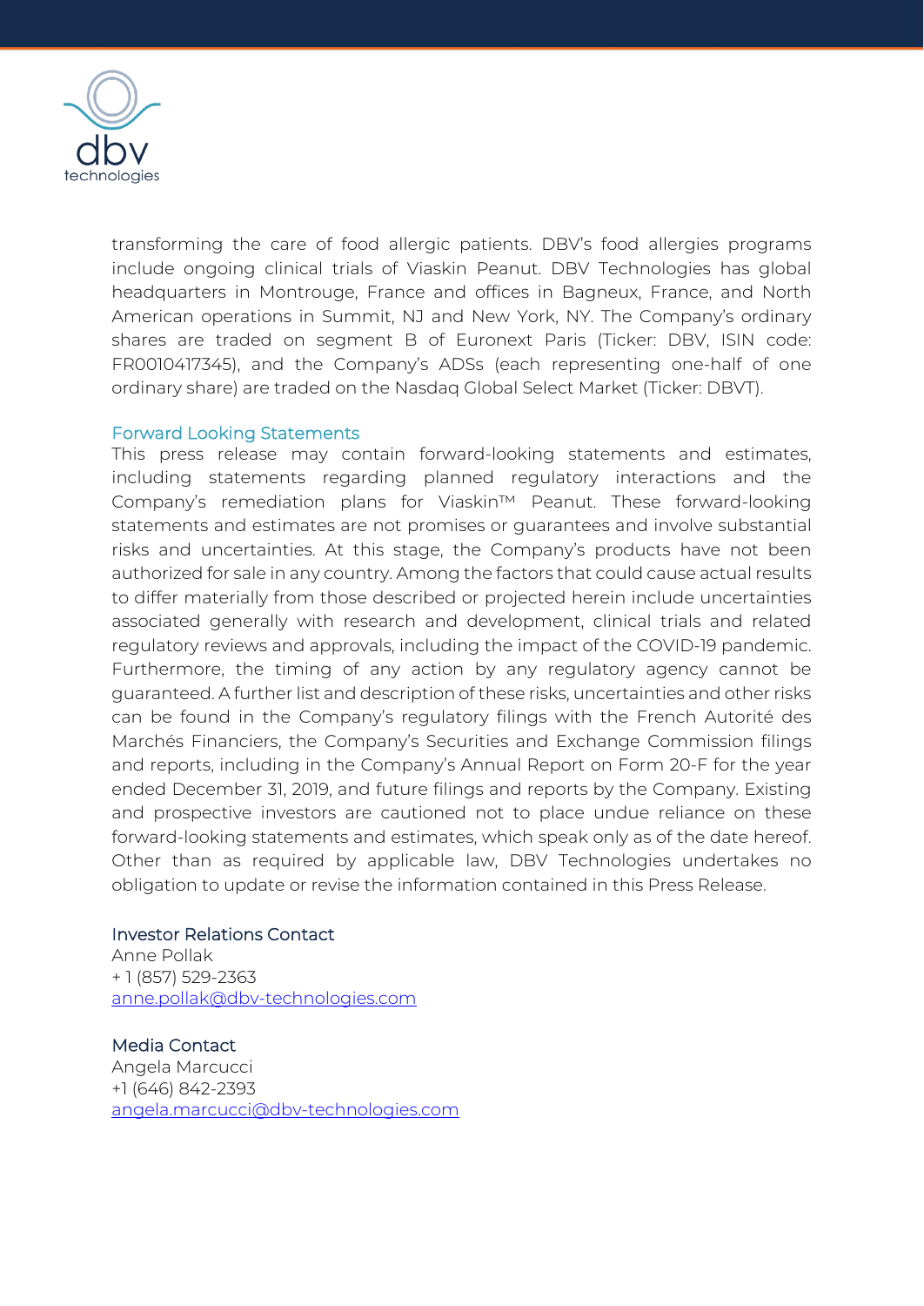transforming the care of food allergic patients. DBV's food allergies programs include ongoing clinical trials of Viaskin Peanut. DBV Technologies has global headquarters in Montrouge, France and offices in Bagneux, France, and North American operations in Summit, NJ and New York, NY. The Company's ordinary shares are traded on segment B of Euronext Paris (Ticker: DBV, ISIN code: FR0010417345), and the Company's ADSs (each representing one-half of one ordinary share) are traded on the Nasdaq Global Select Market (Ticker: DBVT).

## Forward Looking Statements

This press release may contain forward-looking statements and estimates, including statements regarding planned regulatory interactions and the Company's remediation plans for Viaskin™ Peanut. These forward-looking statements and estimates are not promises or guarantees and involve substantial risks and uncertainties. At this stage, the Company's products have not been authorized for sale in any country. Among the factors that could cause actual results to differ materially from those described or projected herein include uncertainties associated generally with research and development, clinical trials and related regulatory reviews and approvals, including the impact of the COVID-19 pandemic. Furthermore, the timing of any action by any regulatory agency cannot be guaranteed. A further list and description of these risks, uncertainties and other risks can be found in the Company's regulatory filings with the French Autorité des Marchés Financiers, the Company's Securities and Exchange Commission filings and reports, including in the Company's Annual Report on Form 20-F for the year ended December 31, 2019, and future filings and reports by the Company. Existing and prospective investors are cautioned not to place undue reliance on these forward-looking statements and estimates, which speak only as of the date hereof. Other than as required by applicable law, DBV Technologies undertakes no obligation to update or revise the information contained in this Press Release.

**Investor Relations Contact**
Anne Pollak
+ 1 (857) 529-2363
anne.pollak@dbv-technologies.com

**Media Contact**
Angela Marcucci
+1 (646) 842-2393
angela.marcucci@dbv-technologies.com